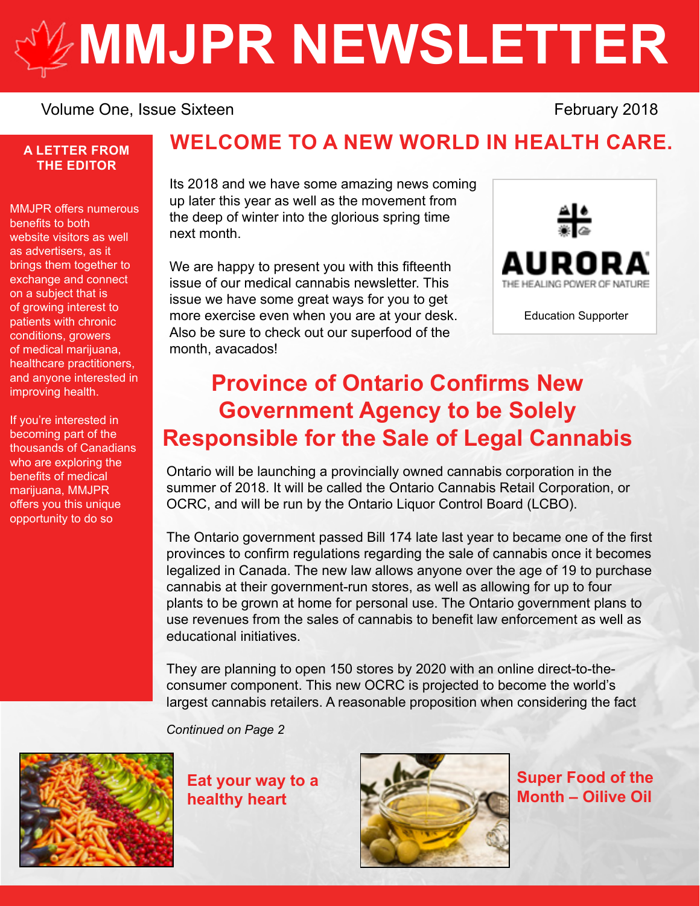# MMJPR NEWSLETTER

Volume One, Issue Sixteen

February 2018

## A LETTER FROM THE EDITOR

MMJPR offers numerous benefits to both website visitors as well as advertisers, as it brings them together to exchange and connect on a subject that is of growing interest to patients with chronic conditions, growers of medical marijuana, healthcare practitioners, and anyone interested in improving health.

If you're interested in becoming part of the thousands of Canadians who are exploring the benefits of medical marijuana, MMJPR offers you this unique opportunity to do so

## WELCOME TO A NEW WORLD IN HEALTH CARE.

Its 2018 and we have some amazing news coming up later this year as well as the movement from the deep of winter into the glorious spring time next month.

We are happy to present you with this fifteenth issue of our medical cannabis newsletter. This issue we have some great ways for you to get more exercise even when you are at your desk. Also be sure to check out our superfood of the month, avacados!

AURORA
THE HEALING POWER OF NATURE

Education Supporter

## Province of Ontario Confirms New Government Agency to be Solely Responsible for the Sale of Legal Cannabis

Ontario will be launching a provincially owned cannabis corporation in the summer of 2018. It will be called the Ontario Cannabis Retail Corporation, or OCRC, and will be run by the Ontario Liquor Control Board (LCBO).

The Ontario government passed Bill 174 late last year to became one of the first provinces to confirm regulations regarding the sale of cannabis once it becomes legalized in Canada. The new law allows anyone over the age of 19 to purchase cannabis at their government-run stores, as well as allowing for up to four plants to be grown at home for personal use. The Ontario government plans to use revenues from the sales of cannabis to benefit law enforcement as well as educational initiatives.

They are planning to open 150 stores by 2020 with an online direct-to-the-consumer component. This new OCRC is projected to become the world's largest cannabis retailers. A reasonable proposition when considering the fact

*Continued on Page 2*

### Eat your way to a healthy heart

### Super Food of the Month – Oilive Oil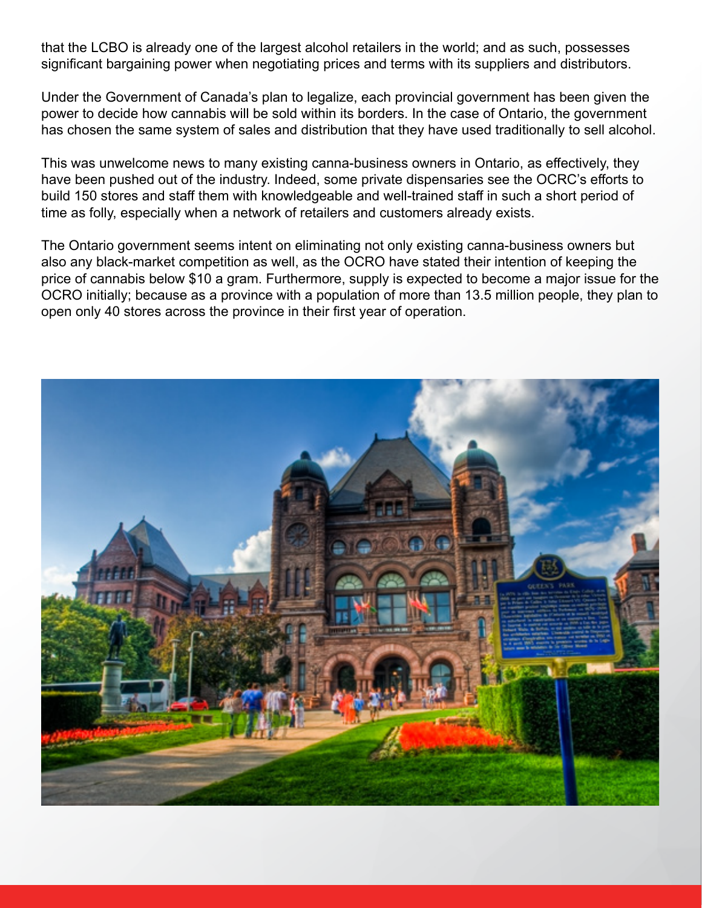that the LCBO is already one of the largest alcohol retailers in the world; and as such, possesses significant bargaining power when negotiating prices and terms with its suppliers and distributors.

Under the Government of Canada's plan to legalize, each provincial government has been given the power to decide how cannabis will be sold within its borders. In the case of Ontario, the government has chosen the same system of sales and distribution that they have used traditionally to sell alcohol.

This was unwelcome news to many existing canna-business owners in Ontario, as effectively, they have been pushed out of the industry. Indeed, some private dispensaries see the OCRC's efforts to build 150 stores and staff them with knowledgeable and well-trained staff in such a short period of time as folly, especially when a network of retailers and customers already exists.

The Ontario government seems intent on eliminating not only existing canna-business owners but also any black-market competition as well, as the OCRO have stated their intention of keeping the price of cannabis below $10 a gram. Furthermore, supply is expected to become a major issue for the OCRO initially; because as a province with a population of more than 13.5 million people, they plan to open only 40 stores across the province in their first year of operation.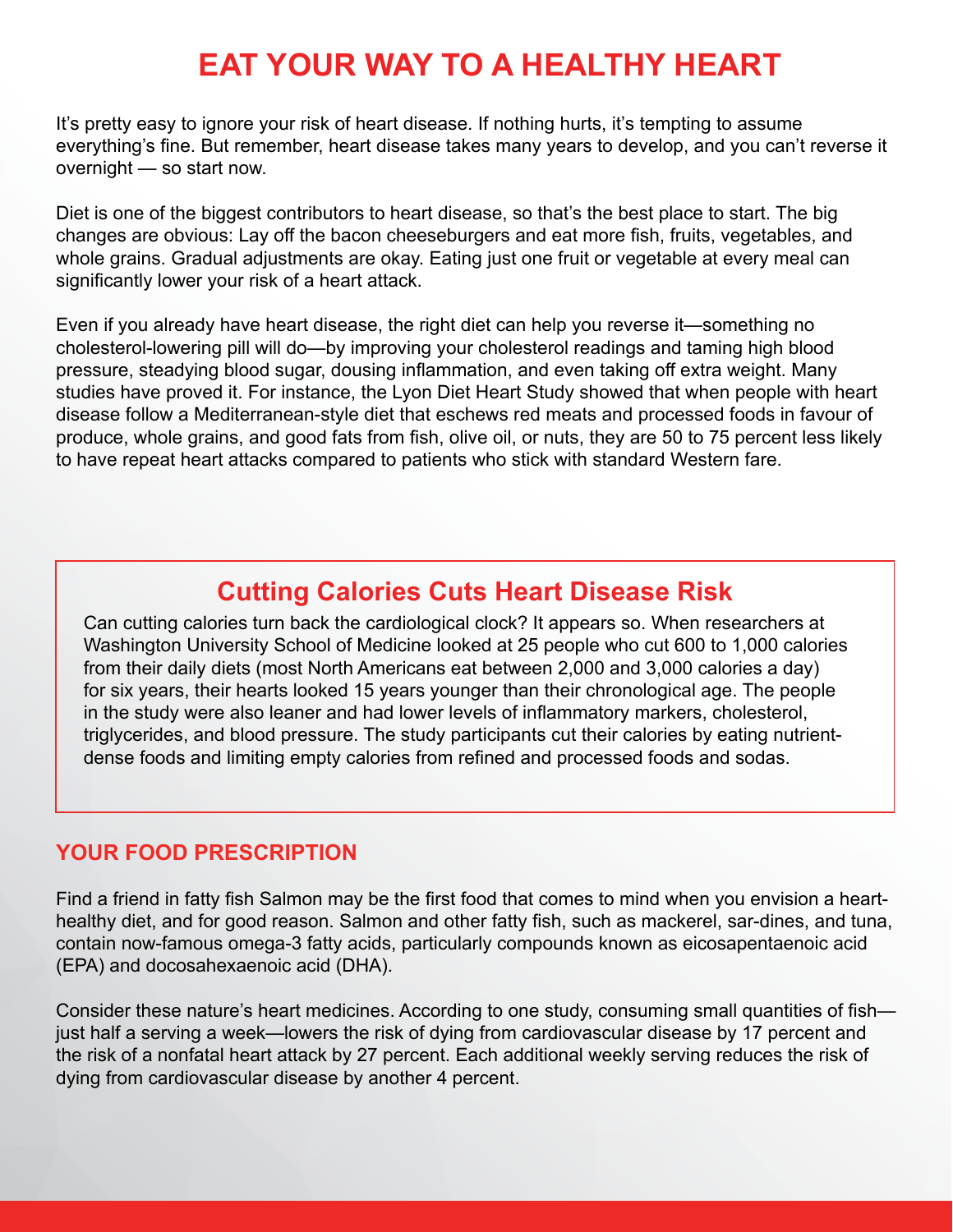# EAT YOUR WAY TO A HEALTHY HEART

It's pretty easy to ignore your risk of heart disease. If nothing hurts, it's tempting to assume everything's fine. But remember, heart disease takes many years to develop, and you can't reverse it overnight — so start now.

Diet is one of the biggest contributors to heart disease, so that's the best place to start. The big changes are obvious: Lay off the bacon cheeseburgers and eat more fish, fruits, vegetables, and whole grains. Gradual adjustments are okay. Eating just one fruit or vegetable at every meal can significantly lower your risk of a heart attack.

Even if you already have heart disease, the right diet can help you reverse it—something no cholesterol-lowering pill will do—by improving your cholesterol readings and taming high blood pressure, steadying blood sugar, dousing inflammation, and even taking off extra weight. Many studies have proved it. For instance, the Lyon Diet Heart Study showed that when people with heart disease follow a Mediterranean-style diet that eschews red meats and processed foods in favour of produce, whole grains, and good fats from fish, olive oil, or nuts, they are 50 to 75 percent less likely to have repeat heart attacks compared to patients who stick with standard Western fare.

## Cutting Calories Cuts Heart Disease Risk

Can cutting calories turn back the cardiological clock? It appears so. When researchers at Washington University School of Medicine looked at 25 people who cut 600 to 1,000 calories from their daily diets (most North Americans eat between 2,000 and 3,000 calories a day) for six years, their hearts looked 15 years younger than their chronological age. The people in the study were also leaner and had lower levels of inflammatory markers, cholesterol, triglycerides, and blood pressure. The study participants cut their calories by eating nutrient-dense foods and limiting empty calories from refined and processed foods and sodas.

## YOUR FOOD PRESCRIPTION

Find a friend in fatty fish Salmon may be the first food that comes to mind when you envision a heart-healthy diet, and for good reason. Salmon and other fatty fish, such as mackerel, sar-dines, and tuna, contain now-famous omega-3 fatty acids, particularly compounds known as eicosapentaenoic acid (EPA) and docosahexaenoic acid (DHA).

Consider these nature's heart medicines. According to one study, consuming small quantities of fish—just half a serving a week—lowers the risk of dying from cardiovascular disease by 17 percent and the risk of a nonfatal heart attack by 27 percent. Each additional weekly serving reduces the risk of dying from cardiovascular disease by another 4 percent.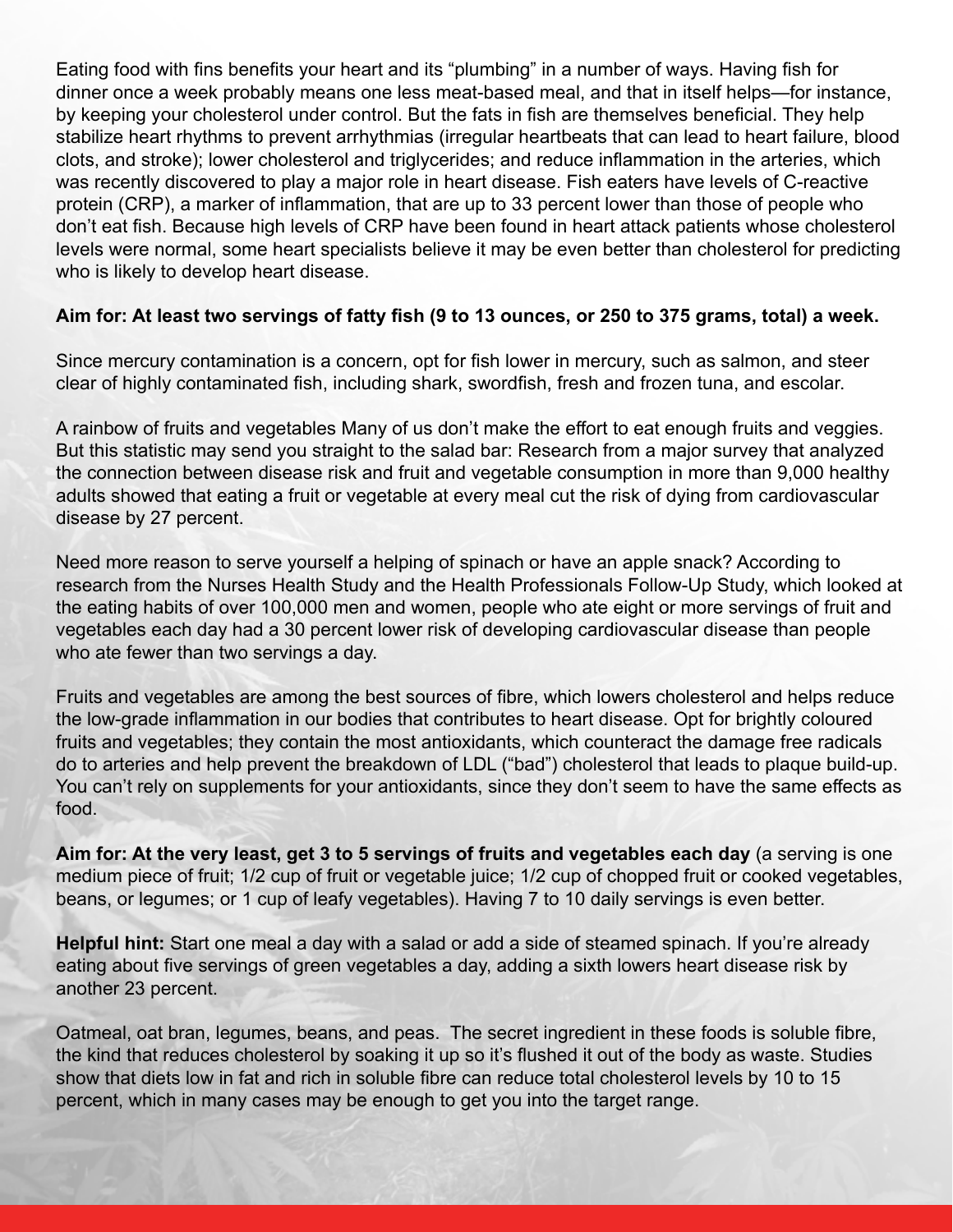Eating food with fins benefits your heart and its “plumbing” in a number of ways. Having fish for dinner once a week probably means one less meat-based meal, and that in itself helps—for instance, by keeping your cholesterol under control. But the fats in fish are themselves beneficial. They help stabilize heart rhythms to prevent arrhythmias (irregular heartbeats that can lead to heart failure, blood clots, and stroke); lower cholesterol and triglycerides; and reduce inflammation in the arteries, which was recently discovered to play a major role in heart disease. Fish eaters have levels of C-reactive protein (CRP), a marker of inflammation, that are up to 33 percent lower than those of people who don’t eat fish. Because high levels of CRP have been found in heart attack patients whose cholesterol levels were normal, some heart specialists believe it may be even better than cholesterol for predicting who is likely to develop heart disease.

**Aim for: At least two servings of fatty fish (9 to 13 ounces, or 250 to 375 grams, total) a week.**

Since mercury contamination is a concern, opt for fish lower in mercury, such as salmon, and steer clear of highly contaminated fish, including shark, swordfish, fresh and frozen tuna, and escolar.

A rainbow of fruits and vegetables Many of us don’t make the effort to eat enough fruits and veggies. But this statistic may send you straight to the salad bar: Research from a major survey that analyzed the connection between disease risk and fruit and vegetable consumption in more than 9,000 healthy adults showed that eating a fruit or vegetable at every meal cut the risk of dying from cardiovascular disease by 27 percent.

Need more reason to serve yourself a helping of spinach or have an apple snack? According to research from the Nurses Health Study and the Health Professionals Follow-Up Study, which looked at the eating habits of over 100,000 men and women, people who ate eight or more servings of fruit and vegetables each day had a 30 percent lower risk of developing cardiovascular disease than people who ate fewer than two servings a day.

Fruits and vegetables are among the best sources of fibre, which lowers cholesterol and helps reduce the low-grade inflammation in our bodies that contributes to heart disease. Opt for brightly coloured fruits and vegetables; they contain the most antioxidants, which counteract the damage free radicals do to arteries and help prevent the breakdown of LDL (“bad”) cholesterol that leads to plaque build-up. You can’t rely on supplements for your antioxidants, since they don’t seem to have the same effects as food.

**Aim for: At the very least, get 3 to 5 servings of fruits and vegetables each day** (a serving is one medium piece of fruit; 1/2 cup of fruit or vegetable juice; 1/2 cup of chopped fruit or cooked vegetables, beans, or legumes; or 1 cup of leafy vegetables). Having 7 to 10 daily servings is even better.

**Helpful hint:** Start one meal a day with a salad or add a side of steamed spinach. If you’re already eating about five servings of green vegetables a day, adding a sixth lowers heart disease risk by another 23 percent.

Oatmeal, oat bran, legumes, beans, and peas. The secret ingredient in these foods is soluble fibre, the kind that reduces cholesterol by soaking it up so it’s flushed it out of the body as waste. Studies show that diets low in fat and rich in soluble fibre can reduce total cholesterol levels by 10 to 15 percent, which in many cases may be enough to get you into the target range.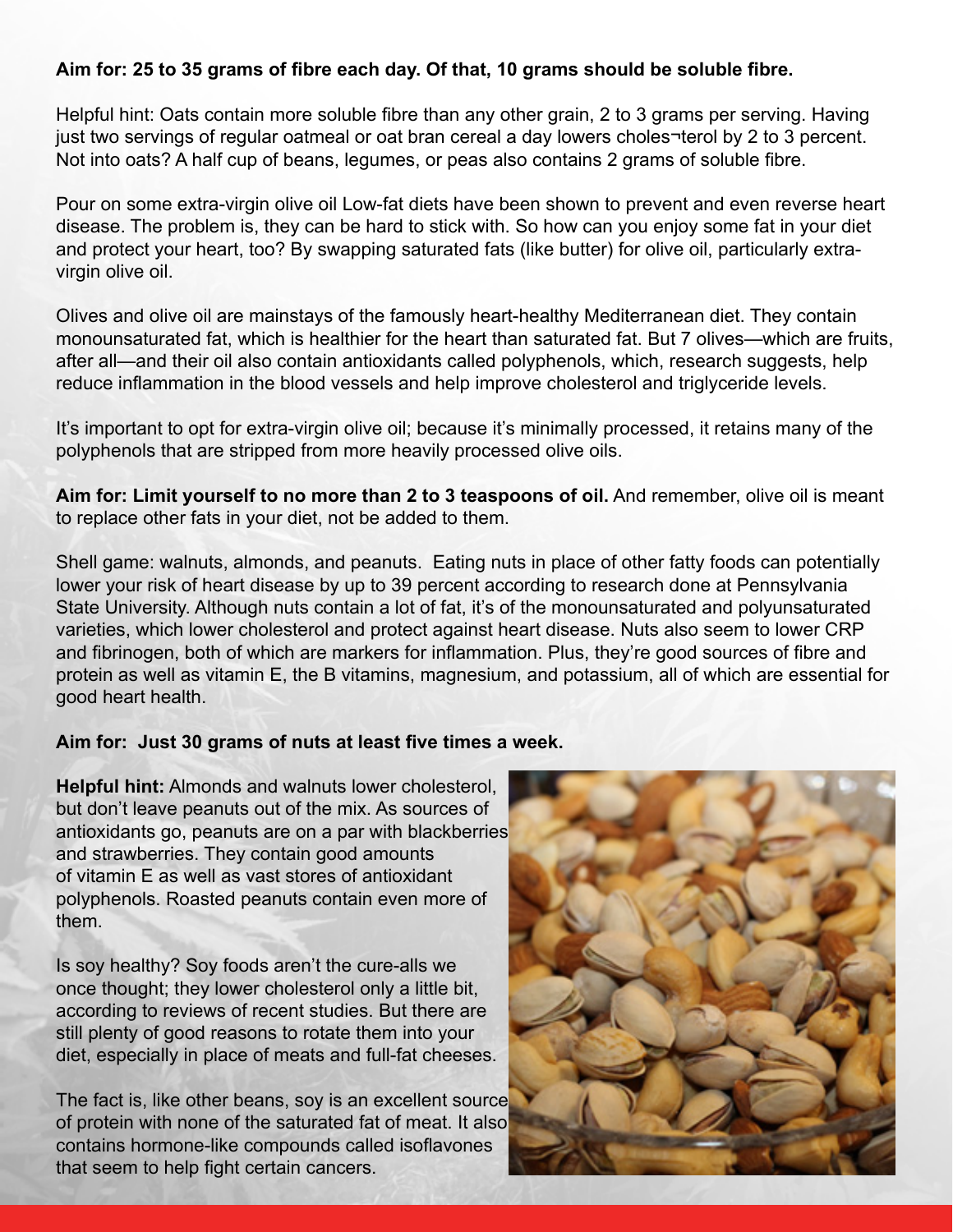**Aim for: 25 to 35 grams of fibre each day. Of that, 10 grams should be soluble fibre.**

Helpful hint: Oats contain more soluble fibre than any other grain, 2 to 3 grams per serving. Having just two servings of regular oatmeal or oat bran cereal a day lowers choles¬terol by 2 to 3 percent. Not into oats? A half cup of beans, legumes, or peas also contains 2 grams of soluble fibre.

Pour on some extra-virgin olive oil Low-fat diets have been shown to prevent and even reverse heart disease. The problem is, they can be hard to stick with. So how can you enjoy some fat in your diet and protect your heart, too? By swapping saturated fats (like butter) for olive oil, particularly extra-virgin olive oil.

Olives and olive oil are mainstays of the famously heart-healthy Mediterranean diet. They contain monounsaturated fat, which is healthier for the heart than saturated fat. But 7 olives—which are fruits, after all—and their oil also contain antioxidants called polyphenols, which, research suggests, help reduce inflammation in the blood vessels and help improve cholesterol and triglyceride levels.

It's important to opt for extra-virgin olive oil; because it's minimally processed, it retains many of the polyphenols that are stripped from more heavily processed olive oils.

**Aim for: Limit yourself to no more than 2 to 3 teaspoons of oil.** And remember, olive oil is meant to replace other fats in your diet, not be added to them.

Shell game: walnuts, almonds, and peanuts. Eating nuts in place of other fatty foods can potentially lower your risk of heart disease by up to 39 percent according to research done at Pennsylvania State University. Although nuts contain a lot of fat, it's of the monounsaturated and polyunsaturated varieties, which lower cholesterol and protect against heart disease. Nuts also seem to lower CRP and fibrinogen, both of which are markers for inflammation. Plus, they're good sources of fibre and protein as well as vitamin E, the B vitamins, magnesium, and potassium, all of which are essential for good heart health.

**Aim for: Just 30 grams of nuts at least five times a week.**

**Helpful hint:** Almonds and walnuts lower cholesterol, but don't leave peanuts out of the mix. As sources of antioxidants go, peanuts are on a par with blackberries and strawberries. They contain good amounts of vitamin E as well as vast stores of antioxidant polyphenols. Roasted peanuts contain even more of them.

Is soy healthy? Soy foods aren't the cure-alls we once thought; they lower cholesterol only a little bit, according to reviews of recent studies. But there are still plenty of good reasons to rotate them into your diet, especially in place of meats and full-fat cheeses.

The fact is, like other beans, soy is an excellent source of protein with none of the saturated fat of meat. It also contains hormone-like compounds called isoflavones that seem to help fight certain cancers.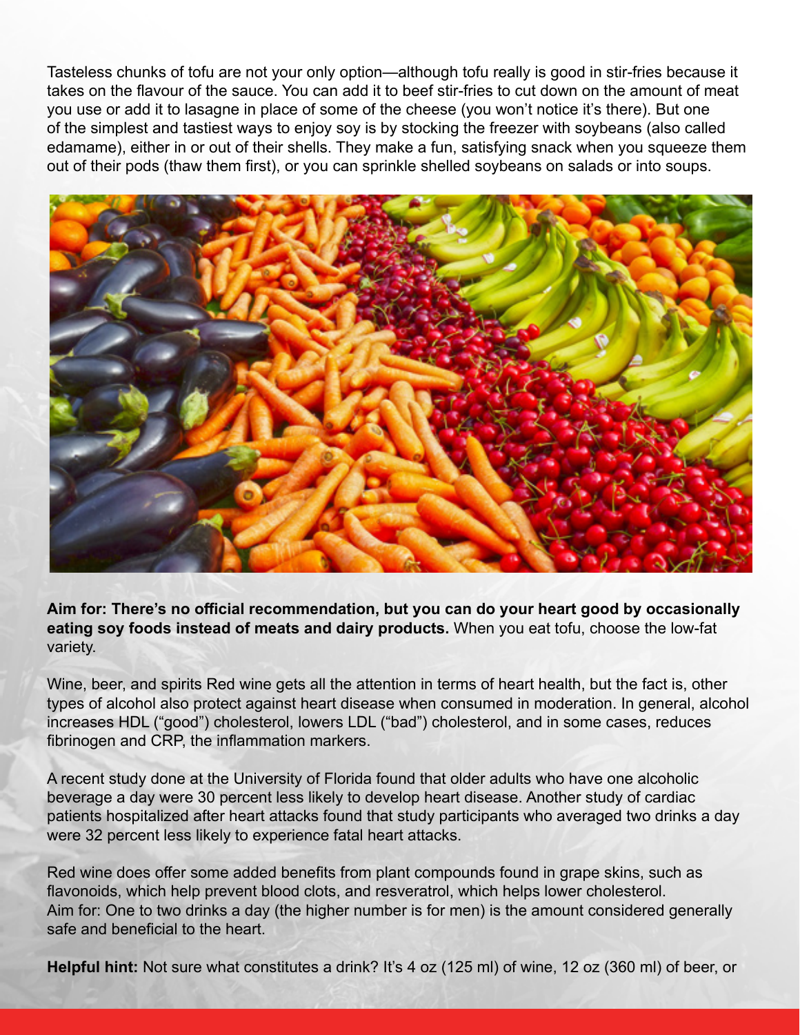Tasteless chunks of tofu are not your only option—although tofu really is good in stir-fries because it takes on the flavour of the sauce. You can add it to beef stir-fries to cut down on the amount of meat you use or add it to lasagne in place of some of the cheese (you won't notice it's there). But one of the simplest and tastiest ways to enjoy soy is by stocking the freezer with soybeans (also called edamame), either in or out of their shells. They make a fun, satisfying snack when you squeeze them out of their pods (thaw them first), or you can sprinkle shelled soybeans on salads or into soups.

**Aim for: There's no official recommendation, but you can do your heart good by occasionally eating soy foods instead of meats and dairy products.** When you eat tofu, choose the low-fat variety.

Wine, beer, and spirits Red wine gets all the attention in terms of heart health, but the fact is, other types of alcohol also protect against heart disease when consumed in moderation. In general, alcohol increases HDL ("good") cholesterol, lowers LDL ("bad") cholesterol, and in some cases, reduces fibrinogen and CRP, the inflammation markers.

A recent study done at the University of Florida found that older adults who have one alcoholic beverage a day were 30 percent less likely to develop heart disease. Another study of cardiac patients hospitalized after heart attacks found that study participants who averaged two drinks a day were 32 percent less likely to experience fatal heart attacks.

Red wine does offer some added benefits from plant compounds found in grape skins, such as flavonoids, which help prevent blood clots, and resveratrol, which helps lower cholesterol.
Aim for: One to two drinks a day (the higher number is for men) is the amount considered generally safe and beneficial to the heart.

**Helpful hint:** Not sure what constitutes a drink? It's 4 oz (125 ml) of wine, 12 oz (360 ml) of beer, or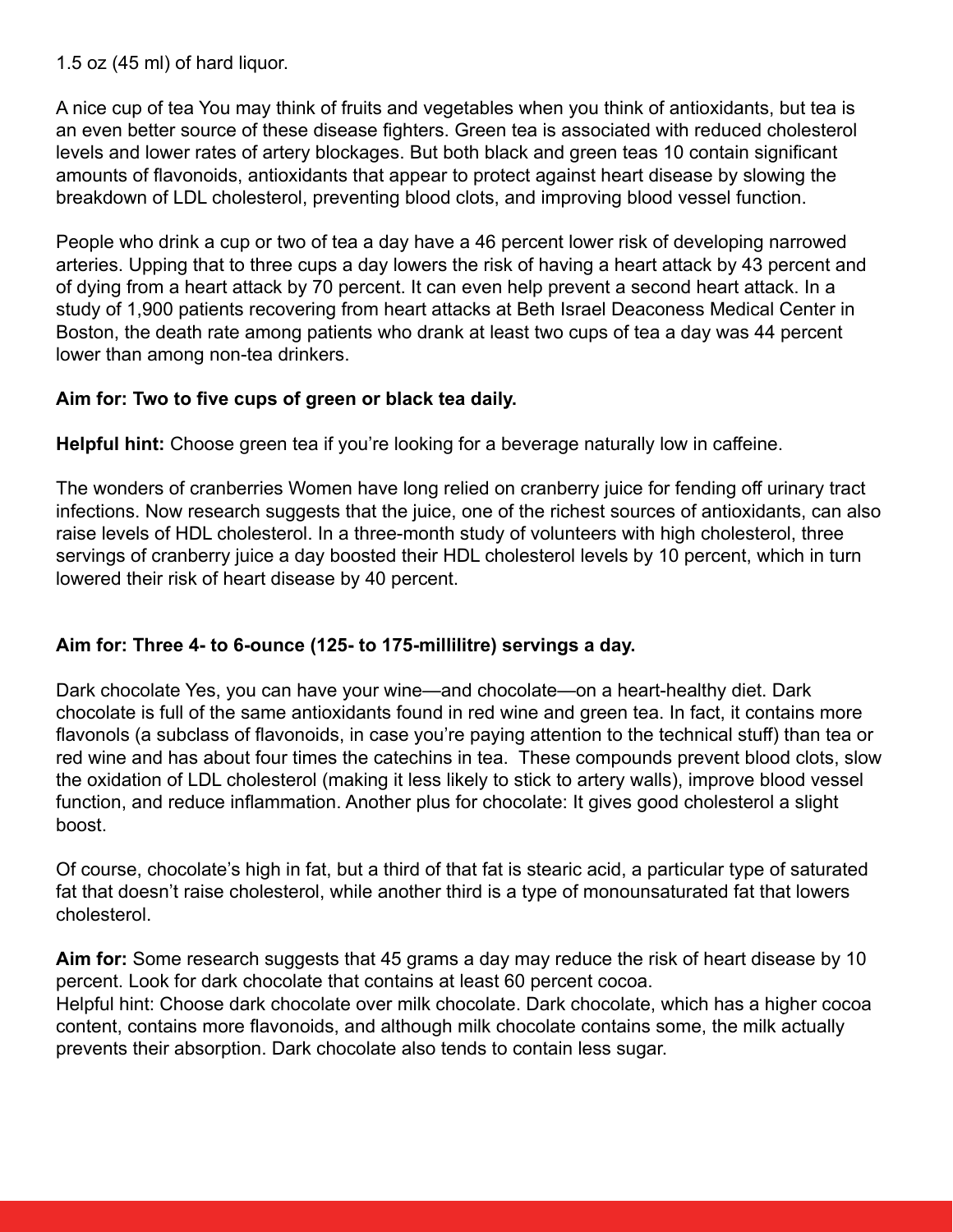1.5 oz (45 ml) of hard liquor.

A nice cup of tea You may think of fruits and vegetables when you think of antioxidants, but tea is an even better source of these disease fighters. Green tea is associated with reduced cholesterol levels and lower rates of artery blockages. But both black and green teas 10 contain significant amounts of flavonoids, antioxidants that appear to protect against heart disease by slowing the breakdown of LDL cholesterol, preventing blood clots, and improving blood vessel function.

People who drink a cup or two of tea a day have a 46 percent lower risk of developing narrowed arteries. Upping that to three cups a day lowers the risk of having a heart attack by 43 percent and of dying from a heart attack by 70 percent. It can even help prevent a second heart attack. In a study of 1,900 patients recovering from heart attacks at Beth Israel Deaconess Medical Center in Boston, the death rate among patients who drank at least two cups of tea a day was 44 percent lower than among non-tea drinkers.

**Aim for: Two to five cups of green or black tea daily.**

**Helpful hint:** Choose green tea if you're looking for a beverage naturally low in caffeine.

The wonders of cranberries Women have long relied on cranberry juice for fending off urinary tract infections. Now research suggests that the juice, one of the richest sources of antioxidants, can also raise levels of HDL cholesterol. In a three-month study of volunteers with high cholesterol, three servings of cranberry juice a day boosted their HDL cholesterol levels by 10 percent, which in turn lowered their risk of heart disease by 40 percent.

**Aim for: Three 4- to 6-ounce (125- to 175-millilitre) servings a day.**

Dark chocolate Yes, you can have your wine—and chocolate—on a heart-healthy diet. Dark chocolate is full of the same antioxidants found in red wine and green tea. In fact, it contains more flavonols (a subclass of flavonoids, in case you're paying attention to the technical stuff) than tea or red wine and has about four times the catechins in tea. These compounds prevent blood clots, slow the oxidation of LDL cholesterol (making it less likely to stick to artery walls), improve blood vessel function, and reduce inflammation. Another plus for chocolate: It gives good cholesterol a slight boost.

Of course, chocolate's high in fat, but a third of that fat is stearic acid, a particular type of saturated fat that doesn't raise cholesterol, while another third is a type of monounsaturated fat that lowers cholesterol.

**Aim for:** Some research suggests that 45 grams a day may reduce the risk of heart disease by 10 percent. Look for dark chocolate that contains at least 60 percent cocoa.
Helpful hint: Choose dark chocolate over milk chocolate. Dark chocolate, which has a higher cocoa content, contains more flavonoids, and although milk chocolate contains some, the milk actually prevents their absorption. Dark chocolate also tends to contain less sugar.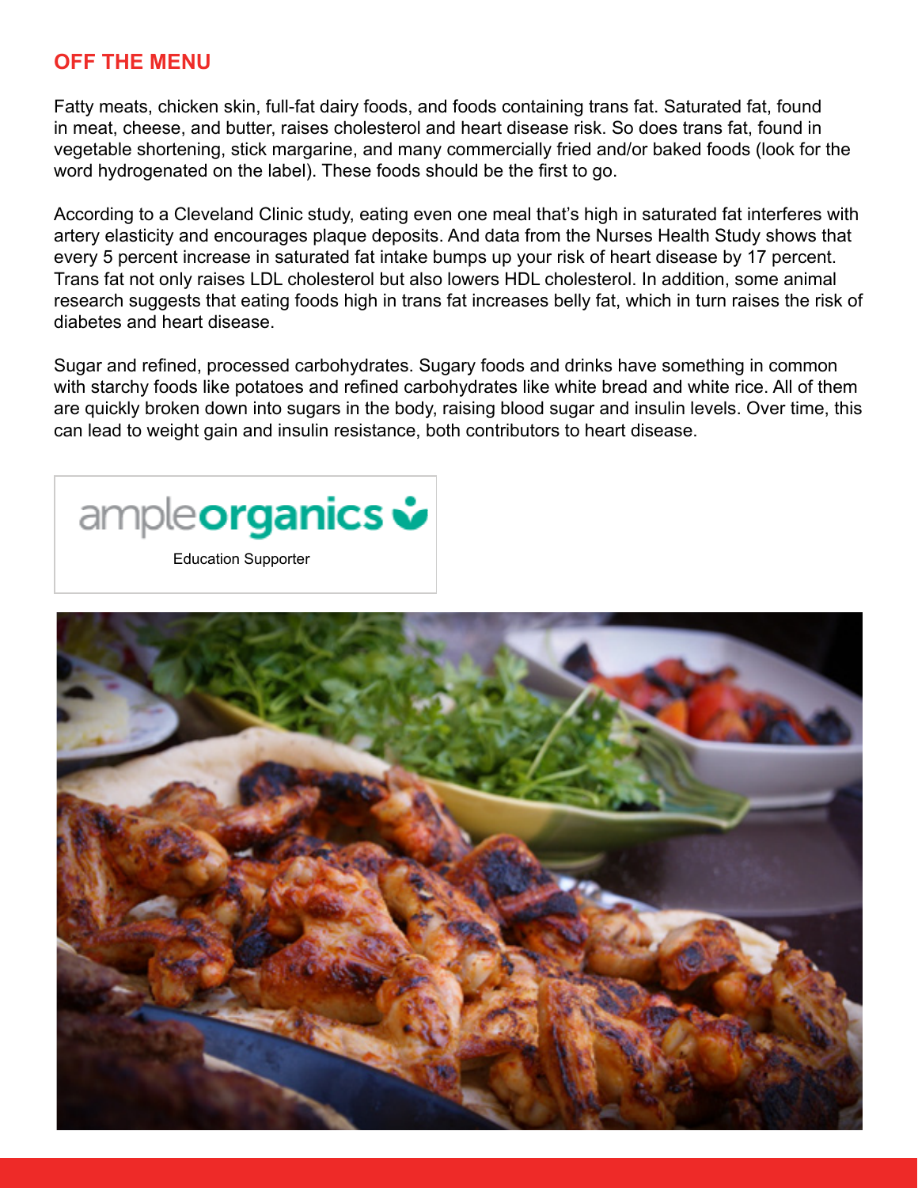## OFF THE MENU

Fatty meats, chicken skin, full-fat dairy foods, and foods containing trans fat. Saturated fat, found in meat, cheese, and butter, raises cholesterol and heart disease risk. So does trans fat, found in vegetable shortening, stick margarine, and many commercially fried and/or baked foods (look for the word hydrogenated on the label). These foods should be the first to go.

According to a Cleveland Clinic study, eating even one meal that's high in saturated fat interferes with artery elasticity and encourages plaque deposits. And data from the Nurses Health Study shows that every 5 percent increase in saturated fat intake bumps up your risk of heart disease by 17 percent. Trans fat not only raises LDL cholesterol but also lowers HDL cholesterol. In addition, some animal research suggests that eating foods high in trans fat increases belly fat, which in turn raises the risk of diabetes and heart disease.

Sugar and refined, processed carbohydrates. Sugary foods and drinks have something in common with starchy foods like potatoes and refined carbohydrates like white bread and white rice. All of them are quickly broken down into sugars in the body, raising blood sugar and insulin levels. Over time, this can lead to weight gain and insulin resistance, both contributors to heart disease.

ampleorganics

Education Supporter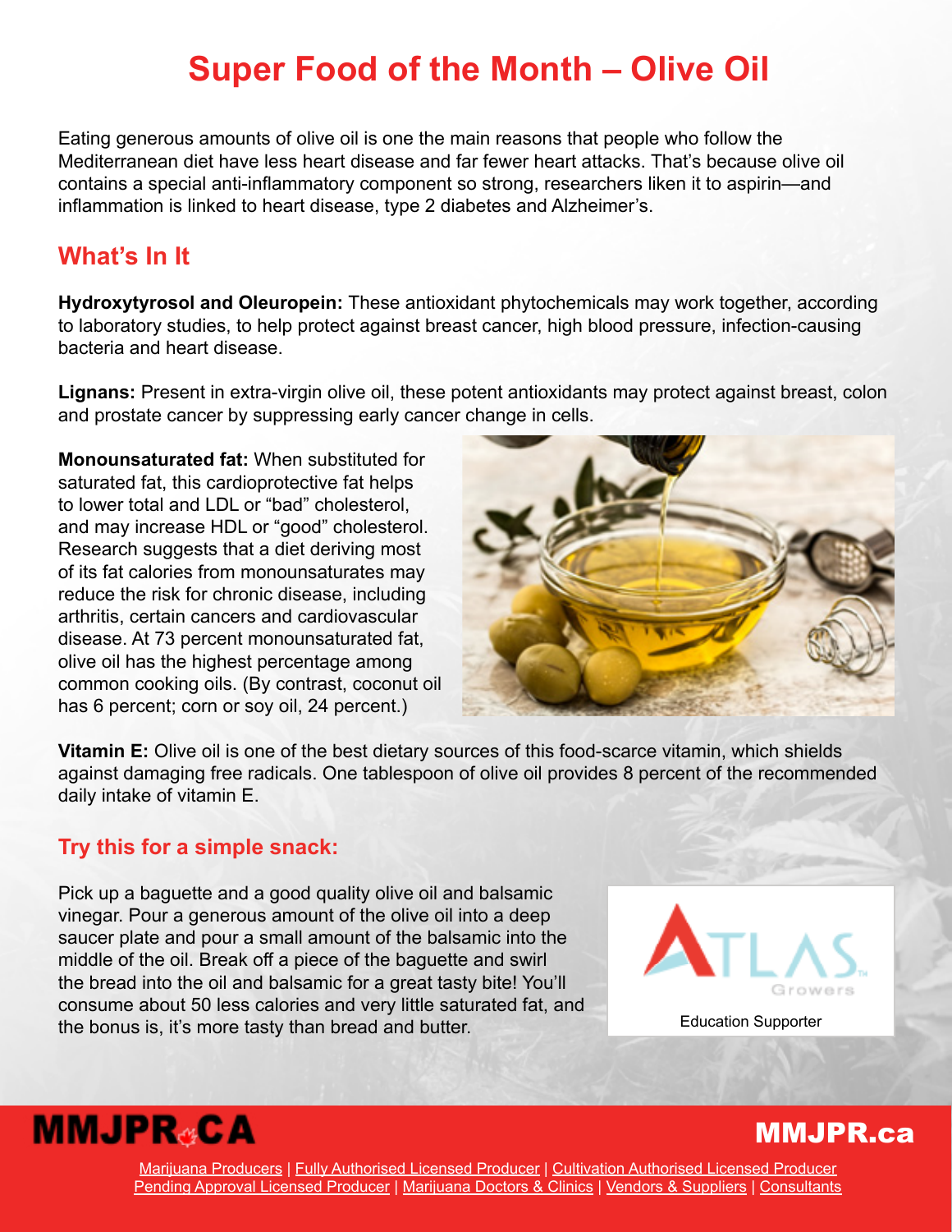# Super Food of the Month – Olive Oil

Eating generous amounts of olive oil is one the main reasons that people who follow the Mediterranean diet have less heart disease and far fewer heart attacks. That's because olive oil contains a special anti-inflammatory component so strong, researchers liken it to aspirin—and inflammation is linked to heart disease, type 2 diabetes and Alzheimer's.

## What's In It

**Hydroxytyrosol and Oleuropein:** These antioxidant phytochemicals may work together, according to laboratory studies, to help protect against breast cancer, high blood pressure, infection-causing bacteria and heart disease.

**Lignans:** Present in extra-virgin olive oil, these potent antioxidants may protect against breast, colon and prostate cancer by suppressing early cancer change in cells.

**Monounsaturated fat:** When substituted for saturated fat, this cardioprotective fat helps to lower total and LDL or "bad" cholesterol, and may increase HDL or "good" cholesterol. Research suggests that a diet deriving most of its fat calories from monounsaturates may reduce the risk for chronic disease, including arthritis, certain cancers and cardiovascular disease. At 73 percent monounsaturated fat, olive oil has the highest percentage among common cooking oils. (By contrast, coconut oil has 6 percent; corn or soy oil, 24 percent.)

**Vitamin E:** Olive oil is one of the best dietary sources of this food-scarce vitamin, which shields against damaging free radicals. One tablespoon of olive oil provides 8 percent of the recommended daily intake of vitamin E.

## Try this for a simple snack:

Pick up a baguette and a good quality olive oil and balsamic vinegar. Pour a generous amount of the olive oil into a deep saucer plate and pour a small amount of the balsamic into the middle of the oil. Break off a piece of the baguette and swirl the bread into the oil and balsamic for a great tasty bite! You'll consume about 50 less calories and very little saturated fat, and the bonus is, it's more tasty than bread and butter.

ATLAS Growers

Education Supporter

MMJPR.CA

MMJPR.ca

Marijuana Producers | Fully Authorised Licensed Producer | Cultivation Authorised Licensed Producer
Pending Approval Licensed Producer | Marijuana Doctors & Clinics | Vendors & Suppliers | Consultants